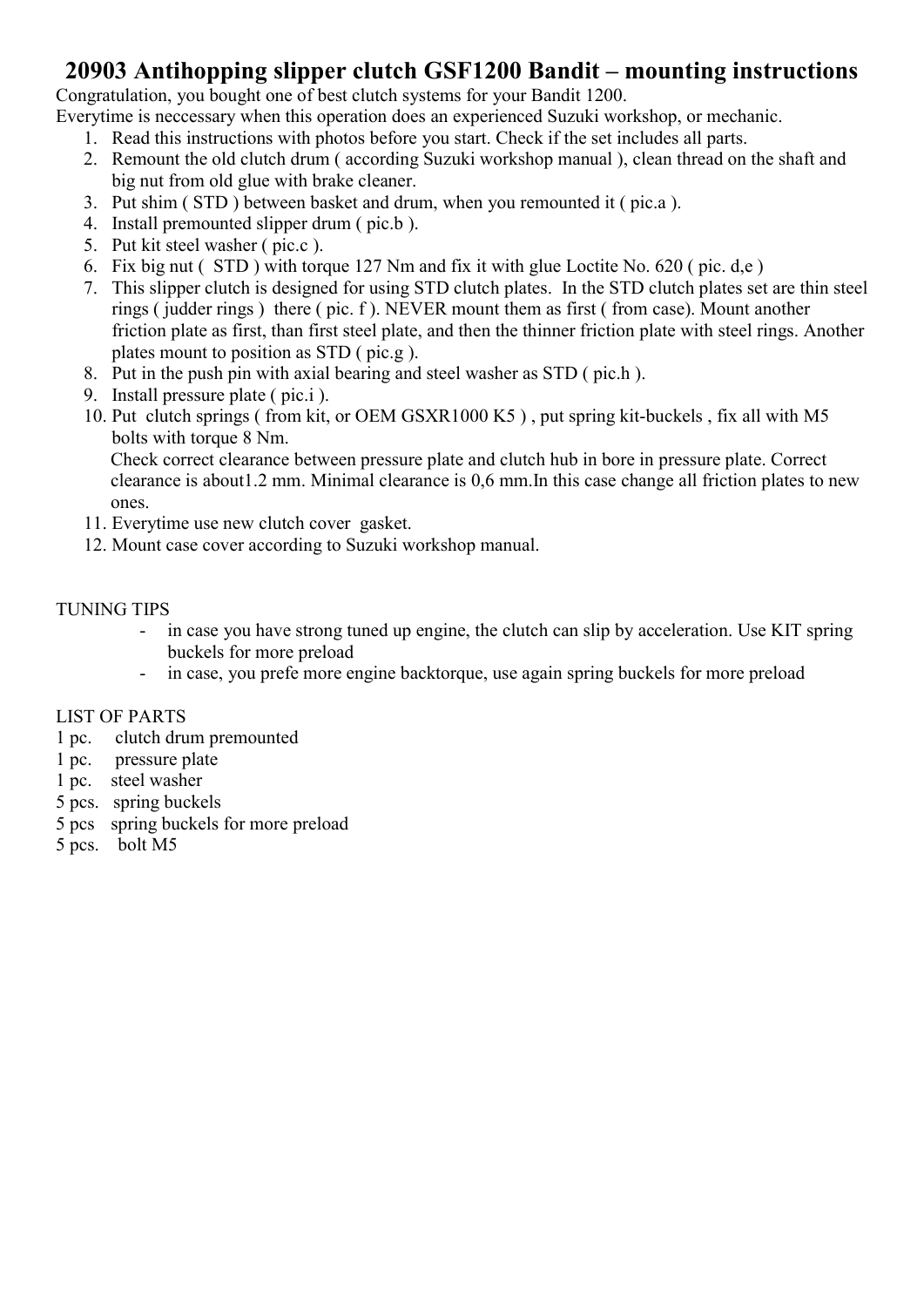# 20903 Antihopping slipper clutch GSF1200 Bandit – mounting instructions

Congratulation, you bought one of best clutch systems for your Bandit 1200.
Everytime is neccessary when this operation does an experienced Suzuki workshop, or mechanic.

1. Read this instructions with photos before you start. Check if the set includes all parts.
2. Remount the old clutch drum ( according Suzuki workshop manual ), clean thread on the shaft and big nut from old glue with brake cleaner.
3. Put shim ( STD ) between basket and drum, when you remounted it ( pic.a ).
4. Install premounted slipper drum ( pic.b ).
5. Put kit steel washer ( pic.c ).
6. Fix big nut ( STD ) with torque 127 Nm and fix it with glue Loctite No. 620 ( pic. d,e )
7. This slipper clutch is designed for using STD clutch plates. In the STD clutch plates set are thin steel rings ( judder rings ) there ( pic. f ). NEVER mount them as first ( from case). Mount another friction plate as first, than first steel plate, and then the thinner friction plate with steel rings. Another plates mount to position as STD ( pic.g ).
8. Put in the push pin with axial bearing and steel washer as STD ( pic.h ).
9. Install pressure plate ( pic.i ).
10. Put clutch springs ( from kit, or OEM GSXR1000 K5 ) , put spring kit-buckels , fix all with M5 bolts with torque 8 Nm.
    Check correct clearance between pressure plate and clutch hub in bore in pressure plate. Correct clearance is about1.2 mm. Minimal clearance is 0,6 mm.In this case change all friction plates to new ones.
11. Everytime use new clutch cover gasket.
12. Mount case cover according to Suzuki workshop manual.

TUNING TIPS

- in case you have strong tuned up engine, the clutch can slip by acceleration. Use KIT spring buckels for more preload
- in case, you prefe more engine backtorque, use again spring buckels for more preload

LIST OF PARTS

1 pc. clutch drum premounted
1 pc. pressure plate
1 pc. steel washer
5 pcs. spring buckels
5 pcs spring buckels for more preload
5 pcs. bolt M5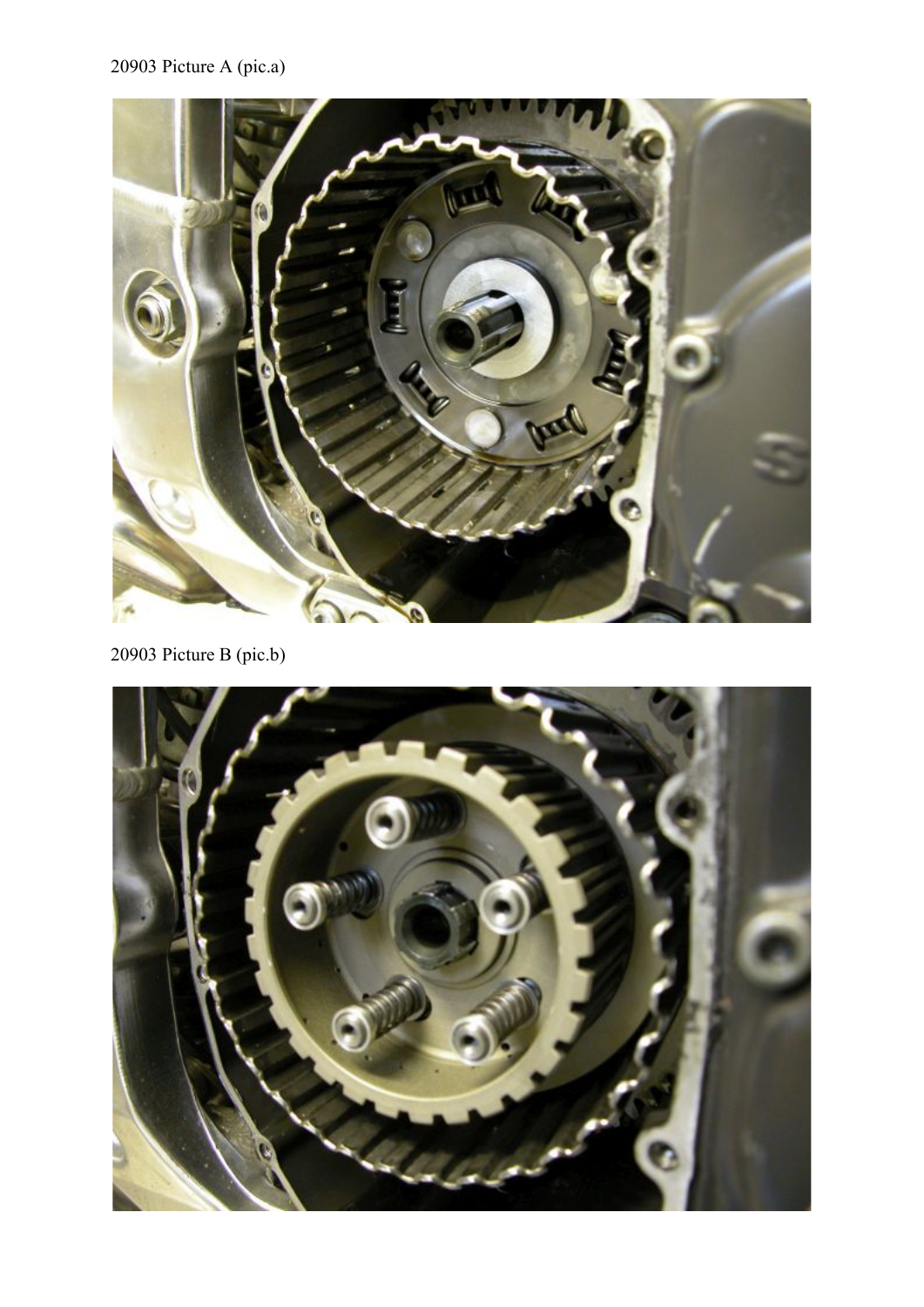20903 Picture A (pic.a)

20903 Picture B (pic.b)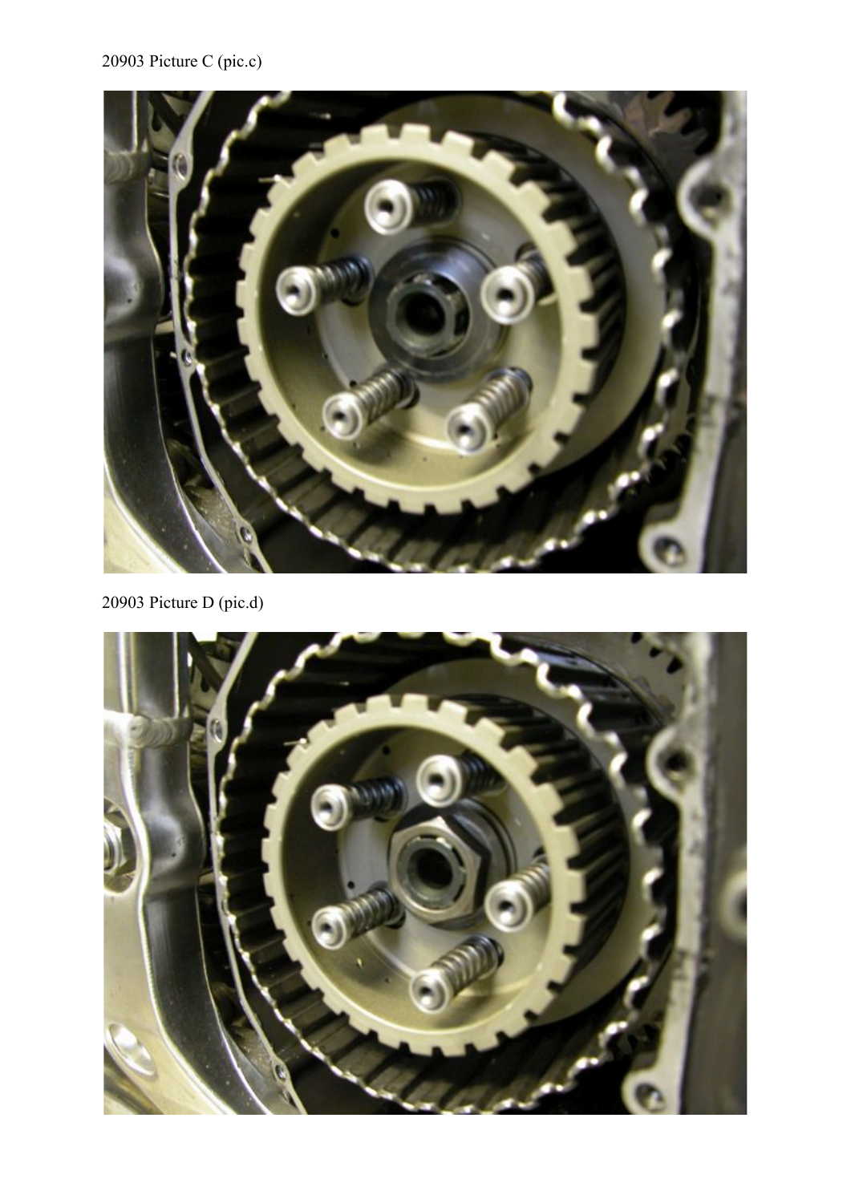20903 Picture C (pic.c)

20903 Picture D (pic.d)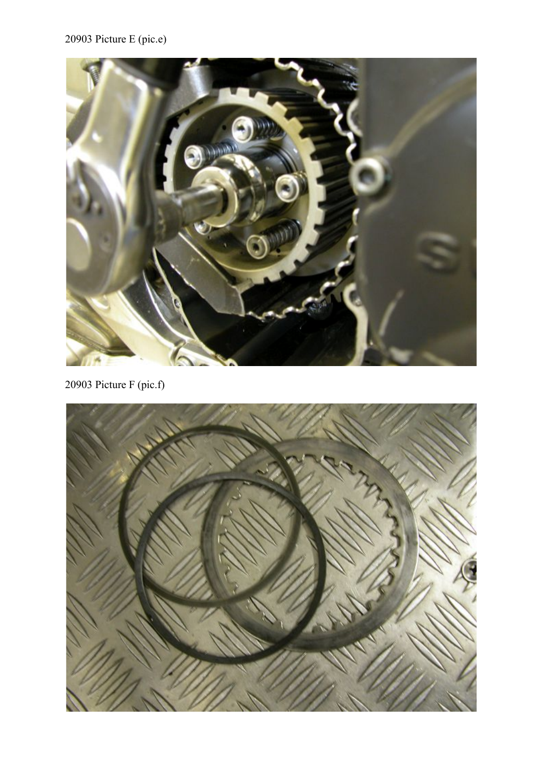20903 Picture E (pic.e)

20903 Picture F (pic.f)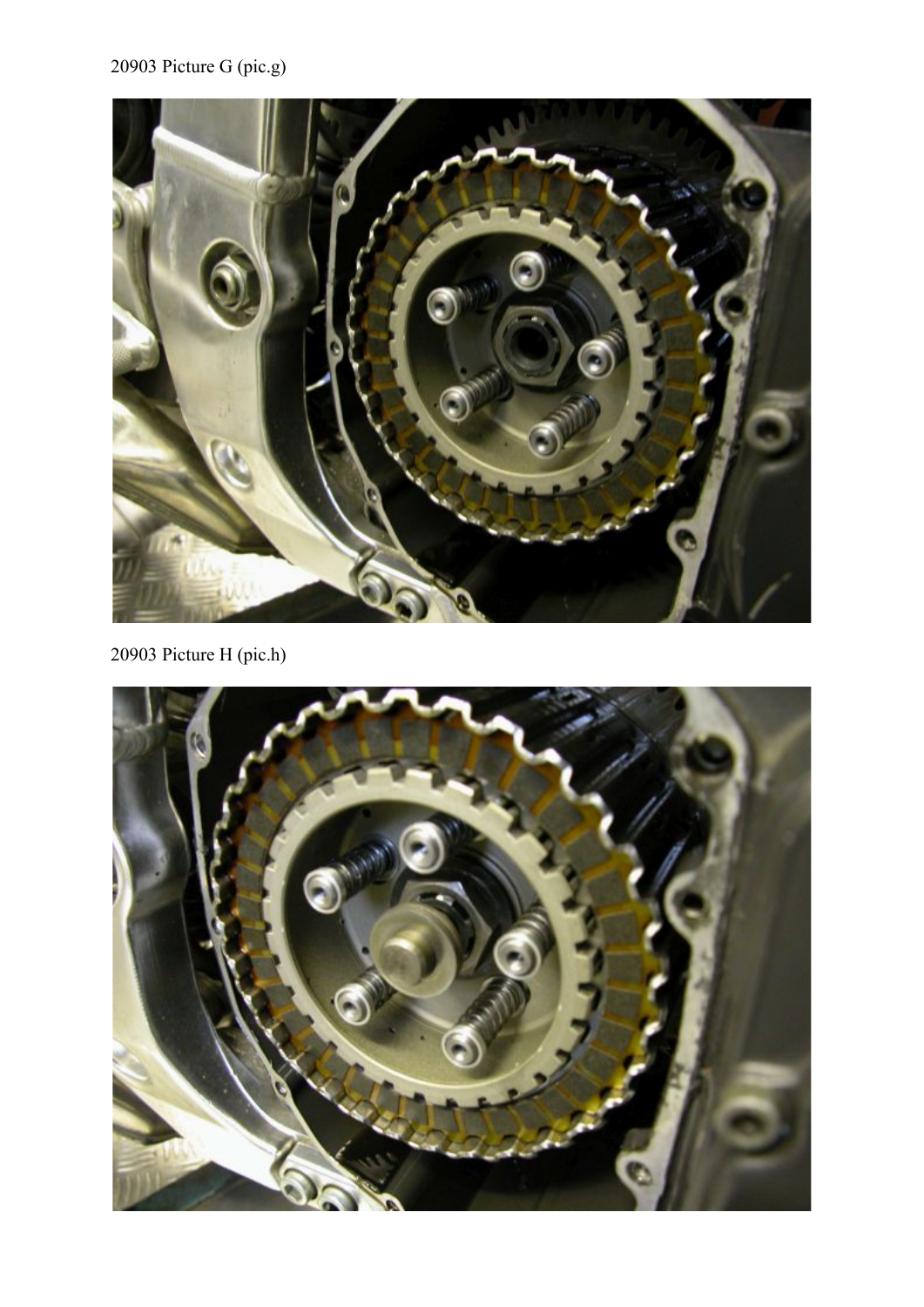20903 Picture G (pic.g)

20903 Picture H (pic.h)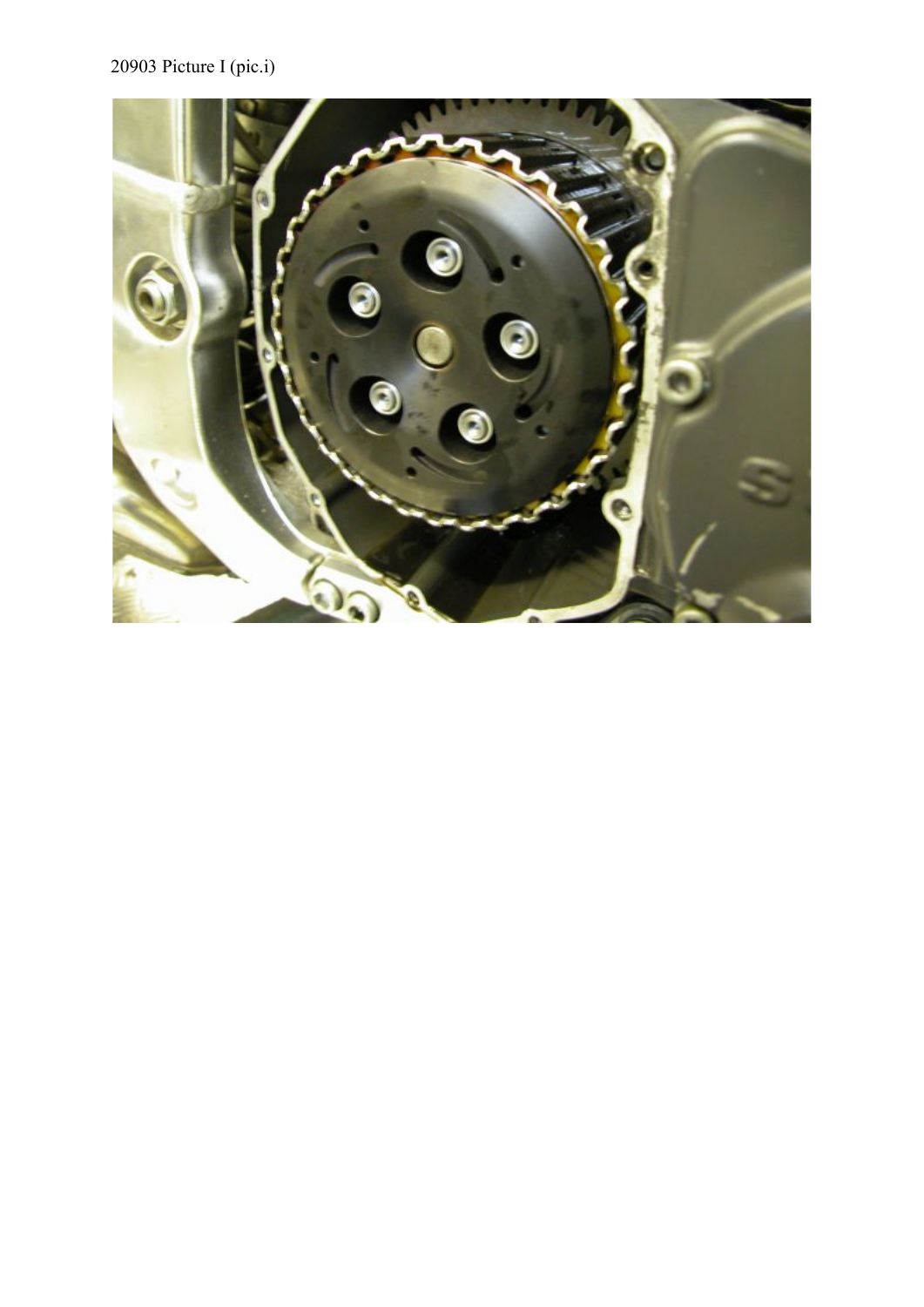20903 Picture I (pic.i)